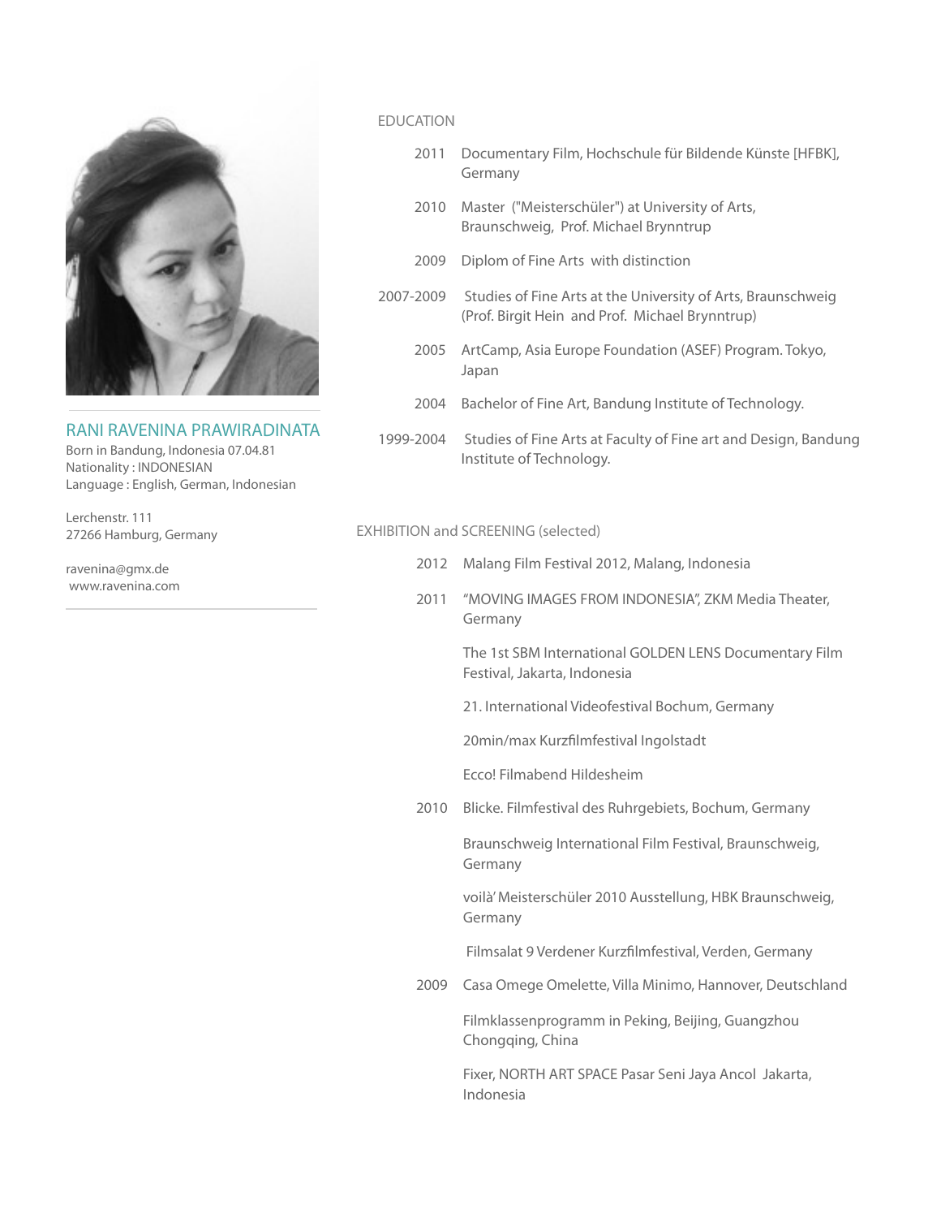## RANI RAVENINA PRAWIRADINATA

Born in Bandung, Indonesia 07.04.81
Nationality : INDONESIAN
Language : English, German, Indonesian

Lerchenstr. 111
27266 Hamburg, Germany

ravenina@gmx.de
www.ravenina.com

## EDUCATION

- **2011** Documentary Film, Hochschule für Bildende Künste [HFBK], Germany
- **2010** Master ("Meisterschüler") at University of Arts, Braunschweig, Prof. Michael Brynntrup
- **2009** Diplom of Fine Arts with distinction
- **2007-2009** Studies of Fine Arts at the University of Arts, Braunschweig (Prof. Birgit Hein and Prof. Michael Brynntrup)
- **2005** ArtCamp, Asia Europe Foundation (ASEF) Program. Tokyo, Japan
- **2004** Bachelor of Fine Art, Bandung Institute of Technology.
- **1999-2004** Studies of Fine Arts at Faculty of Fine art and Design, Bandung Institute of Technology.

## EXHIBITION and SCREENING (selected)

**2012**

- Malang Film Festival 2012, Malang, Indonesia

**2011**

- "MOVING IMAGES FROM INDONESIA", ZKM Media Theater, Germany
- The 1st SBM International GOLDEN LENS Documentary Film Festival, Jakarta, Indonesia
- 21. International Videofestival Bochum, Germany
- 20min/max Kurzfilmfestival Ingolstadt
- Ecco! Filmabend Hildesheim

**2010**

- Blicke. Filmfestival des Ruhrgebiets, Bochum, Germany
- Braunschweig International Film Festival, Braunschweig, Germany
- voilà' Meisterschüler 2010 Ausstellung, HBK Braunschweig, Germany
- Filmsalat 9 Verdener Kurzfilmfestival, Verden, Germany

**2009**

- Casa Omege Omelette, Villa Minimo, Hannover, Deutschland
- Filmklassenprogramm in Peking, Beijing, Guangzhou Chongqing, China
- Fixer, NORTH ART SPACE Pasar Seni Jaya Ancol Jakarta, Indonesia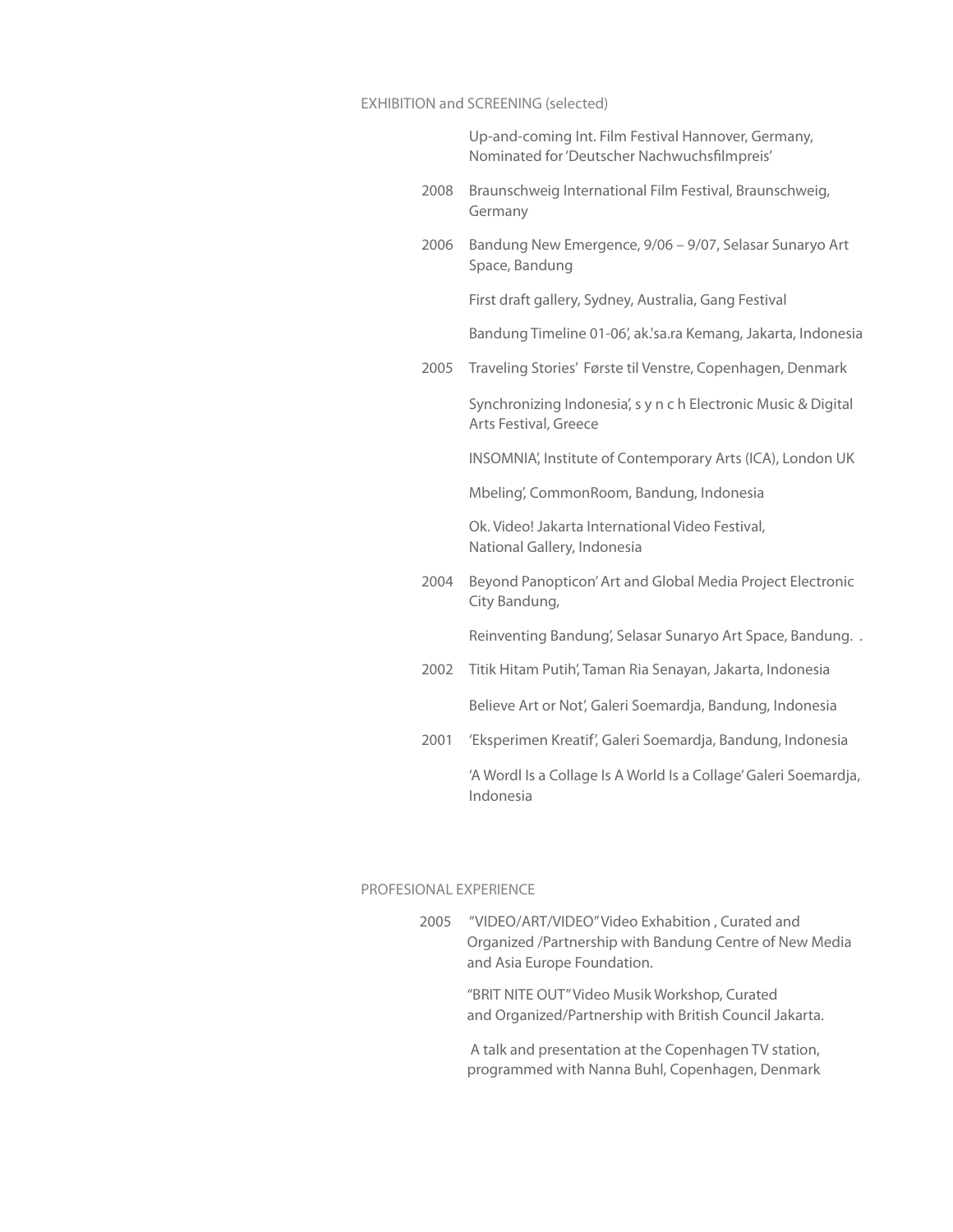EXHIBITION and SCREENING (selected)

Up-and-coming Int. Film Festival Hannover, Germany, Nominated for 'Deutscher Nachwuchsfilmpreis'

2008 Braunschweig International Film Festival, Braunschweig, Germany

2006 Bandung New Emergence, 9/06 – 9/07, Selasar Sunaryo Art Space, Bandung

First draft gallery, Sydney, Australia, Gang Festival

Bandung Timeline 01-06', ak.'sa.ra Kemang, Jakarta, Indonesia

2005 Traveling Stories' Første til Venstre, Copenhagen, Denmark

Synchronizing Indonesia', s y n c h Electronic Music & Digital Arts Festival, Greece

INSOMNIA', Institute of Contemporary Arts (ICA), London UK

Mbeling', CommonRoom, Bandung, Indonesia

Ok. Video! Jakarta International Video Festival, National Gallery, Indonesia

2004 Beyond Panopticon' Art and Global Media Project Electronic City Bandung,

Reinventing Bandung', Selasar Sunaryo Art Space, Bandung. .

2002 Titik Hitam Putih', Taman Ria Senayan, Jakarta, Indonesia

Believe Art or Not', Galeri Soemardja, Bandung, Indonesia

2001 'Eksperimen Kreatif', Galeri Soemardja, Bandung, Indonesia

'A Wordl Is a Collage Is A World Is a Collage' Galeri Soemardja, Indonesia

PROFESIONAL EXPERIENCE

2005 "VIDEO/ART/VIDEO" Video Exhibition , Curated and Organized /Partnership with Bandung Centre of New Media and Asia Europe Foundation.

"BRIT NITE OUT" Video Musik Workshop, Curated and Organized/Partnership with British Council Jakarta.

A talk and presentation at the Copenhagen TV station, programmed with Nanna Buhl, Copenhagen, Denmark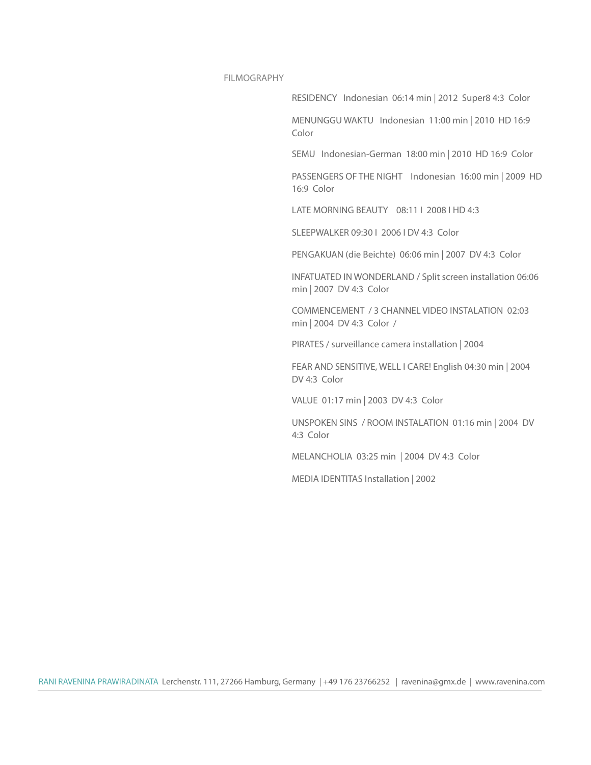## FILMOGRAPHY

RESIDENCY  Indonesian  06:14 min | 2012  Super8 4:3  Color

MENUNGGU WAKTU  Indonesian  11:00 min | 2010  HD 16:9  Color

SEMU  Indonesian-German  18:00 min | 2010  HD 16:9  Color

PASSENGERS OF THE NIGHT  Indonesian  16:00 min | 2009  HD 16:9  Color

LATE MORNING BEAUTY  08:11 I  2008 I HD 4:3

SLEEPWALKER 09:30 I  2006 I DV 4:3  Color

PENGAKUAN (die Beichte)  06:06 min | 2007  DV 4:3  Color

INFATUATED IN WONDERLAND / Split screen installation 06:06 min | 2007  DV 4:3  Color

COMMENCEMENT  / 3 CHANNEL VIDEO INSTALATION  02:03 min | 2004  DV 4:3  Color  /

PIRATES / surveillance camera installation | 2004

FEAR AND SENSITIVE, WELL I CARE! English 04:30 min | 2004  DV 4:3  Color

VALUE  01:17 min | 2003  DV 4:3  Color

UNSPOKEN SINS  / ROOM INSTALATION  01:16 min | 2004  DV 4:3  Color

MELANCHOLIA  03:25 min  | 2004  DV 4:3  Color

MEDIA IDENTITAS Installation | 2002